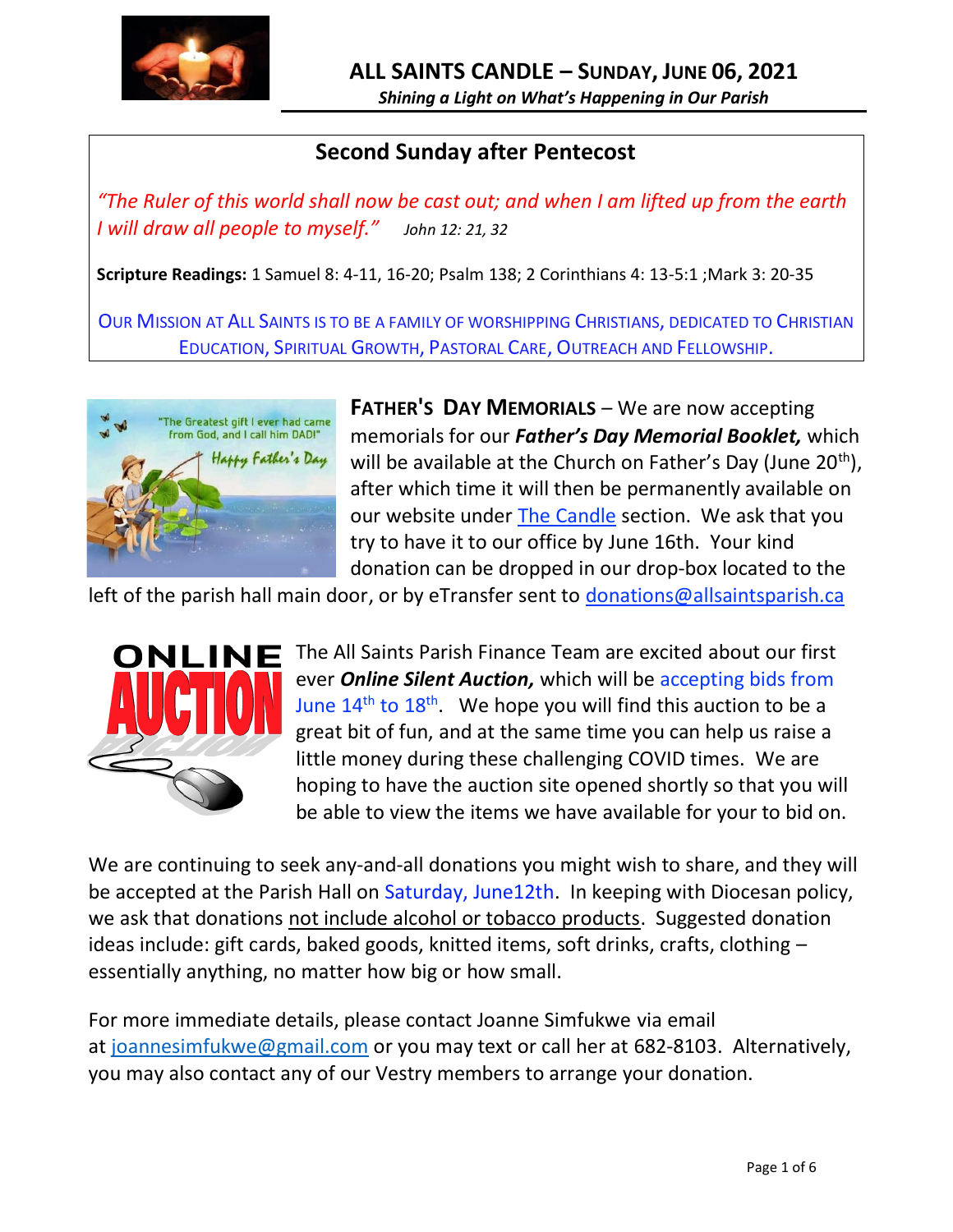# ALL SAINTS CANDLE – SUNDAY, JUNE 06, 2021

***Shining a Light on What's Happening in Our Parish***

## Second Sunday after Pentecost

*"The Ruler of this world shall now be cast out; and when I am lifted up from the earth I will draw all people to myself."* *John 12: 21, 32*

**Scripture Readings:** 1 Samuel 8: 4-11, 16-20; Psalm 138; 2 Corinthians 4: 13-5:1 ;Mark 3: 20-35

OUR MISSION AT ALL SAINTS IS TO BE A FAMILY OF WORSHIPPING CHRISTIANS, DEDICATED TO CHRISTIAN EDUCATION, SPIRITUAL GROWTH, PASTORAL CARE, OUTREACH AND FELLOWSHIP.

**FATHER'S DAY MEMORIALS** – We are now accepting memorials for our ***Father's Day Memorial Booklet,*** which will be available at the Church on Father's Day (June 20th), after which time it will then be permanently available on our website under The Candle section. We ask that you try to have it to our office by June 16th. Your kind donation can be dropped in our drop-box located to the left of the parish hall main door, or by eTransfer sent to donations@allsaintsparish.ca

The All Saints Parish Finance Team are excited about our first ever ***Online Silent Auction,*** which will be accepting bids from June 14th to 18th. We hope you will find this auction to be a great bit of fun, and at the same time you can help us raise a little money during these challenging COVID times. We are hoping to have the auction site opened shortly so that you will be able to view the items we have available for your to bid on.

We are continuing to seek any-and-all donations you might wish to share, and they will be accepted at the Parish Hall on Saturday, June12th. In keeping with Diocesan policy, we ask that donations not include alcohol or tobacco products. Suggested donation ideas include: gift cards, baked goods, knitted items, soft drinks, crafts, clothing – essentially anything, no matter how big or how small.

For more immediate details, please contact Joanne Simfukwe via email at joannesimfukwe@gmail.com or you may text or call her at 682-8103. Alternatively, you may also contact any of our Vestry members to arrange your donation.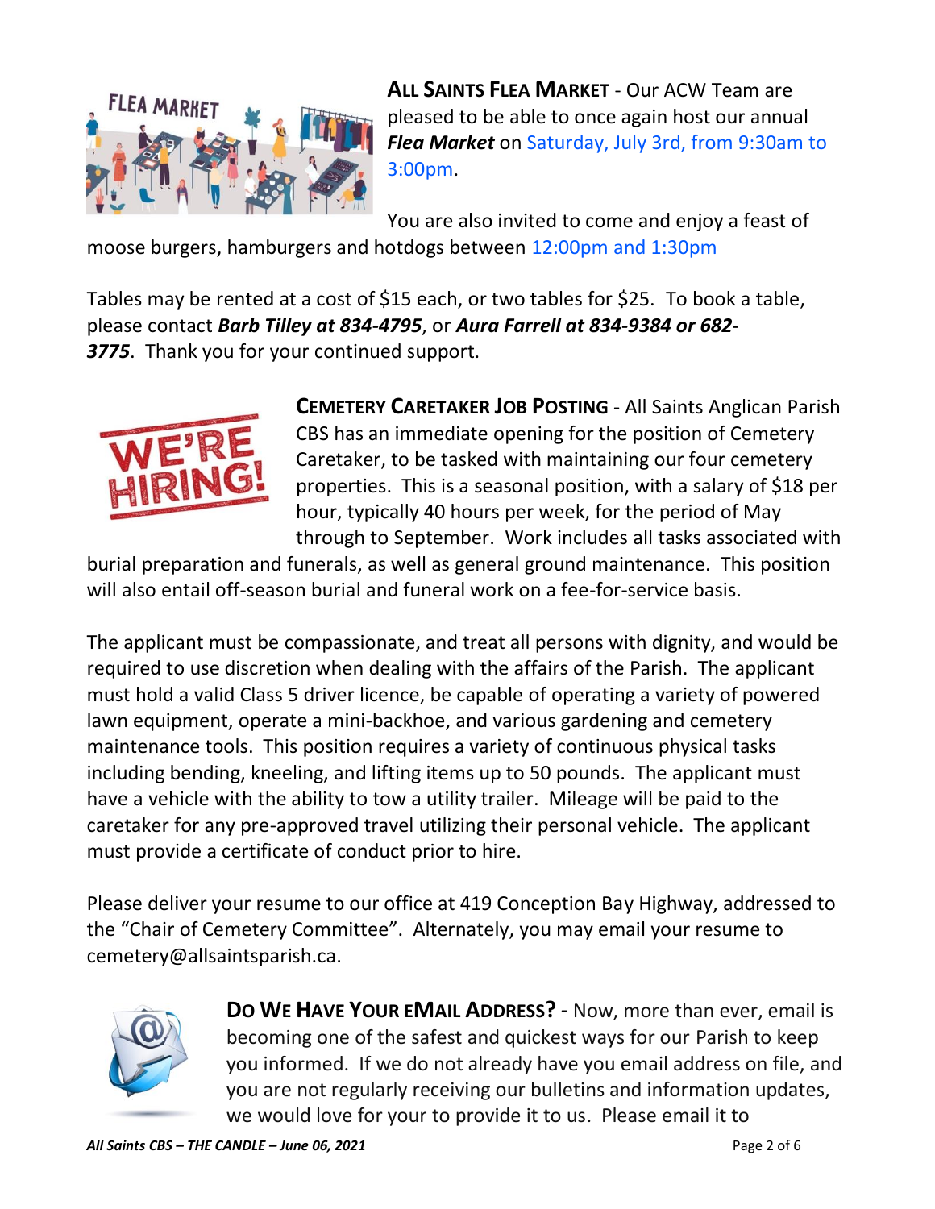**ALL SAINTS FLEA MARKET** - Our ACW Team are pleased to be able to once again host our annual ***Flea Market*** on Saturday, July 3rd, from 9:30am to 3:00pm.

You are also invited to come and enjoy a feast of moose burgers, hamburgers and hotdogs between 12:00pm and 1:30pm

Tables may be rented at a cost of $15 each, or two tables for $25. To book a table, please contact ***Barb Tilley at 834-4795***, or ***Aura Farrell at 834-9384 or 682-3775***. Thank you for your continued support.

**CEMETERY CARETAKER JOB POSTING** - All Saints Anglican Parish CBS has an immediate opening for the position of Cemetery Caretaker, to be tasked with maintaining our four cemetery properties. This is a seasonal position, with a salary of $18 per hour, typically 40 hours per week, for the period of May through to September. Work includes all tasks associated with burial preparation and funerals, as well as general ground maintenance. This position will also entail off-season burial and funeral work on a fee-for-service basis.

The applicant must be compassionate, and treat all persons with dignity, and would be required to use discretion when dealing with the affairs of the Parish. The applicant must hold a valid Class 5 driver licence, be capable of operating a variety of powered lawn equipment, operate a mini-backhoe, and various gardening and cemetery maintenance tools. This position requires a variety of continuous physical tasks including bending, kneeling, and lifting items up to 50 pounds. The applicant must have a vehicle with the ability to tow a utility trailer. Mileage will be paid to the caretaker for any pre-approved travel utilizing their personal vehicle. The applicant must provide a certificate of conduct prior to hire.

Please deliver your resume to our office at 419 Conception Bay Highway, addressed to the "Chair of Cemetery Committee". Alternately, you may email your resume to cemetery@allsaintsparish.ca.

**DO WE HAVE YOUR EMAIL ADDRESS?** - Now, more than ever, email is becoming one of the safest and quickest ways for our Parish to keep you informed. If we do not already have you email address on file, and you are not regularly receiving our bulletins and information updates, we would love for your to provide it to us. Please email it to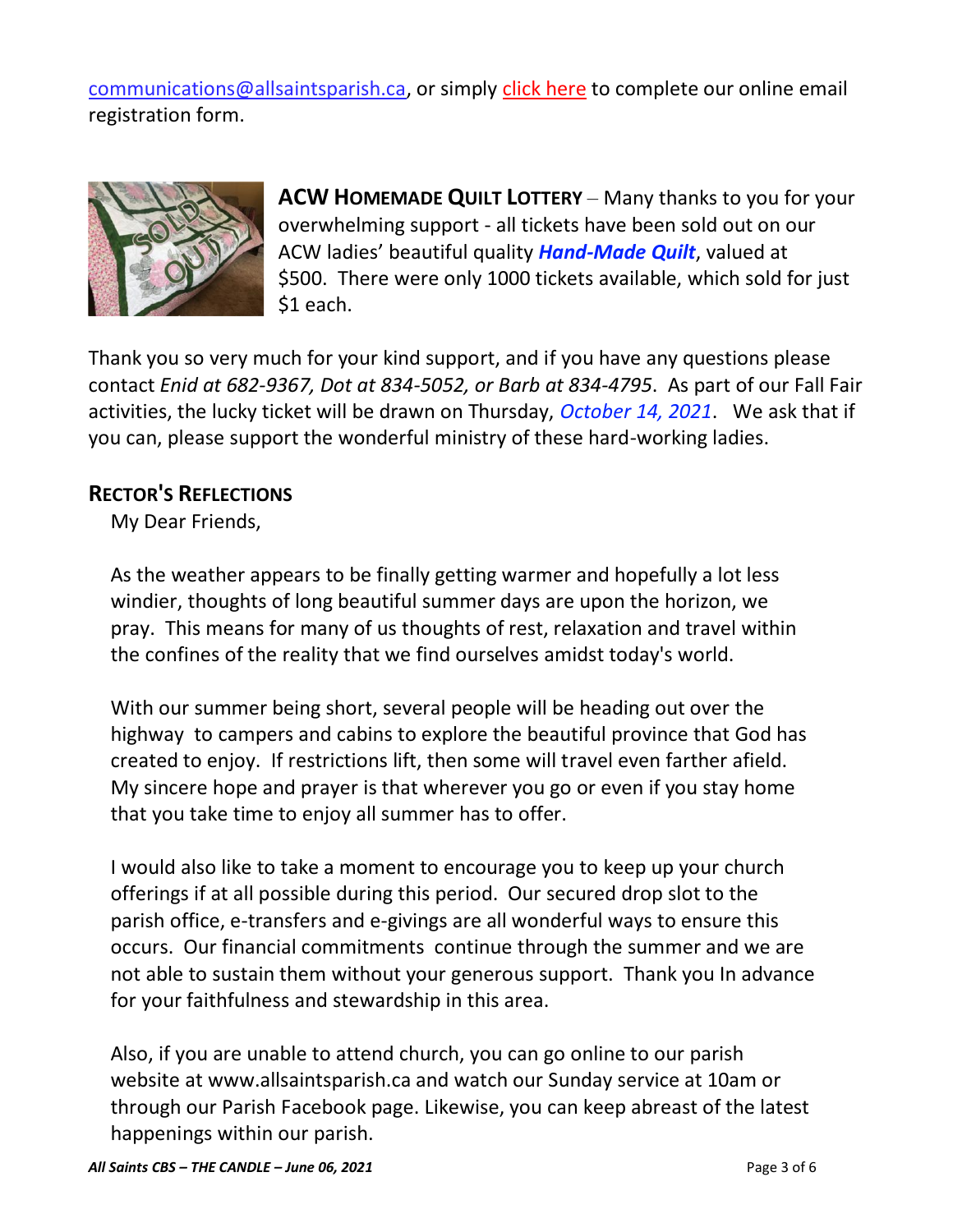communications@allsaintsparish.ca, or simply click here to complete our online email registration form.

**ACW HOMEMADE QUILT LOTTERY** – Many thanks to you for your overwhelming support - all tickets have been sold out on our ACW ladies' beautiful quality ***Hand-Made Quilt***, valued at $500. There were only 1000 tickets available, which sold for just $1 each.

Thank you so very much for your kind support, and if you have any questions please contact *Enid at 682-9367, Dot at 834-5052, or Barb at 834-4795*. As part of our Fall Fair activities, the lucky ticket will be drawn on Thursday, *October 14, 2021*. We ask that if you can, please support the wonderful ministry of these hard-working ladies.

## RECTOR'S REFLECTIONS

My Dear Friends,

As the weather appears to be finally getting warmer and hopefully a lot less windier, thoughts of long beautiful summer days are upon the horizon, we pray. This means for many of us thoughts of rest, relaxation and travel within the confines of the reality that we find ourselves amidst today's world.

With our summer being short, several people will be heading out over the highway to campers and cabins to explore the beautiful province that God has created to enjoy. If restrictions lift, then some will travel even farther afield. My sincere hope and prayer is that wherever you go or even if you stay home that you take time to enjoy all summer has to offer.

I would also like to take a moment to encourage you to keep up your church offerings if at all possible during this period. Our secured drop slot to the parish office, e-transfers and e-givings are all wonderful ways to ensure this occurs. Our financial commitments continue through the summer and we are not able to sustain them without your generous support. Thank you In advance for your faithfulness and stewardship in this area.

Also, if you are unable to attend church, you can go online to our parish website at www.allsaintsparish.ca and watch our Sunday service at 10am or through our Parish Facebook page. Likewise, you can keep abreast of the latest happenings within our parish.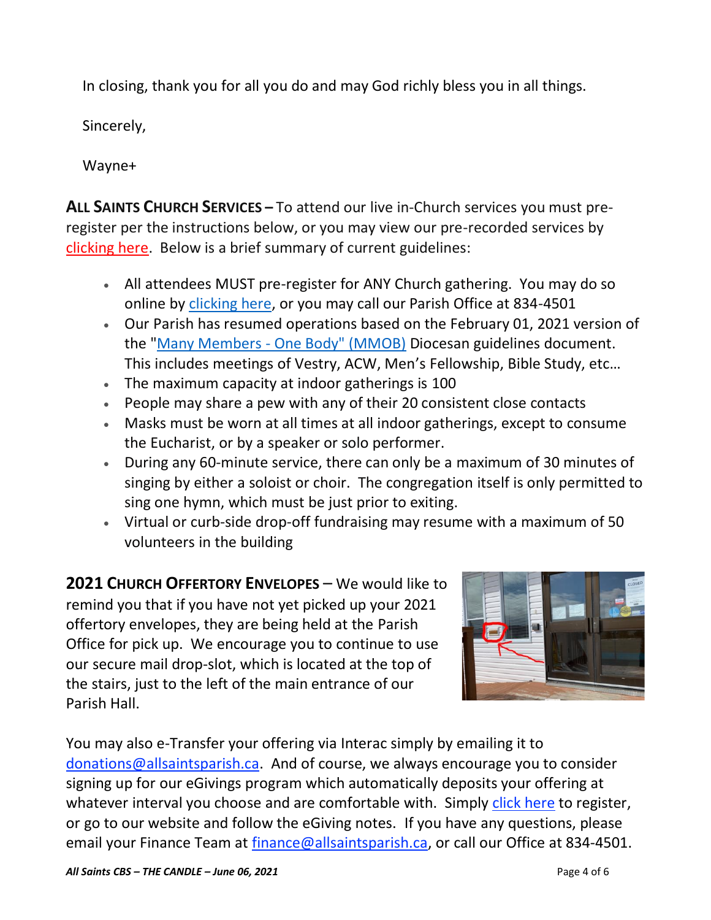In closing, thank you for all you do and may God richly bless you in all things.

Sincerely,

Wayne+

**ALL SAINTS CHURCH SERVICES –** To attend our live in-Church services you must pre-register per the instructions below, or you may view our pre-recorded services by clicking here. Below is a brief summary of current guidelines:

- All attendees MUST pre-register for ANY Church gathering. You may do so online by clicking here, or you may call our Parish Office at 834-4501
- Our Parish has resumed operations based on the February 01, 2021 version of the "Many Members - One Body" (MMOB) Diocesan guidelines document. This includes meetings of Vestry, ACW, Men's Fellowship, Bible Study, etc…
- The maximum capacity at indoor gatherings is 100
- People may share a pew with any of their 20 consistent close contacts
- Masks must be worn at all times at all indoor gatherings, except to consume the Eucharist, or by a speaker or solo performer.
- During any 60-minute service, there can only be a maximum of 30 minutes of singing by either a soloist or choir. The congregation itself is only permitted to sing one hymn, which must be just prior to exiting.
- Virtual or curb-side drop-off fundraising may resume with a maximum of 50 volunteers in the building

**2021 CHURCH OFFERTORY ENVELOPES** – We would like to remind you that if you have not yet picked up your 2021 offertory envelopes, they are being held at the Parish Office for pick up. We encourage you to continue to use our secure mail drop-slot, which is located at the top of the stairs, just to the left of the main entrance of our Parish Hall.

You may also e-Transfer your offering via Interac simply by emailing it to donations@allsaintsparish.ca. And of course, we always encourage you to consider signing up for our eGivings program which automatically deposits your offering at whatever interval you choose and are comfortable with. Simply click here to register, or go to our website and follow the eGiving notes. If you have any questions, please email your Finance Team at finance@allsaintsparish.ca, or call our Office at 834-4501.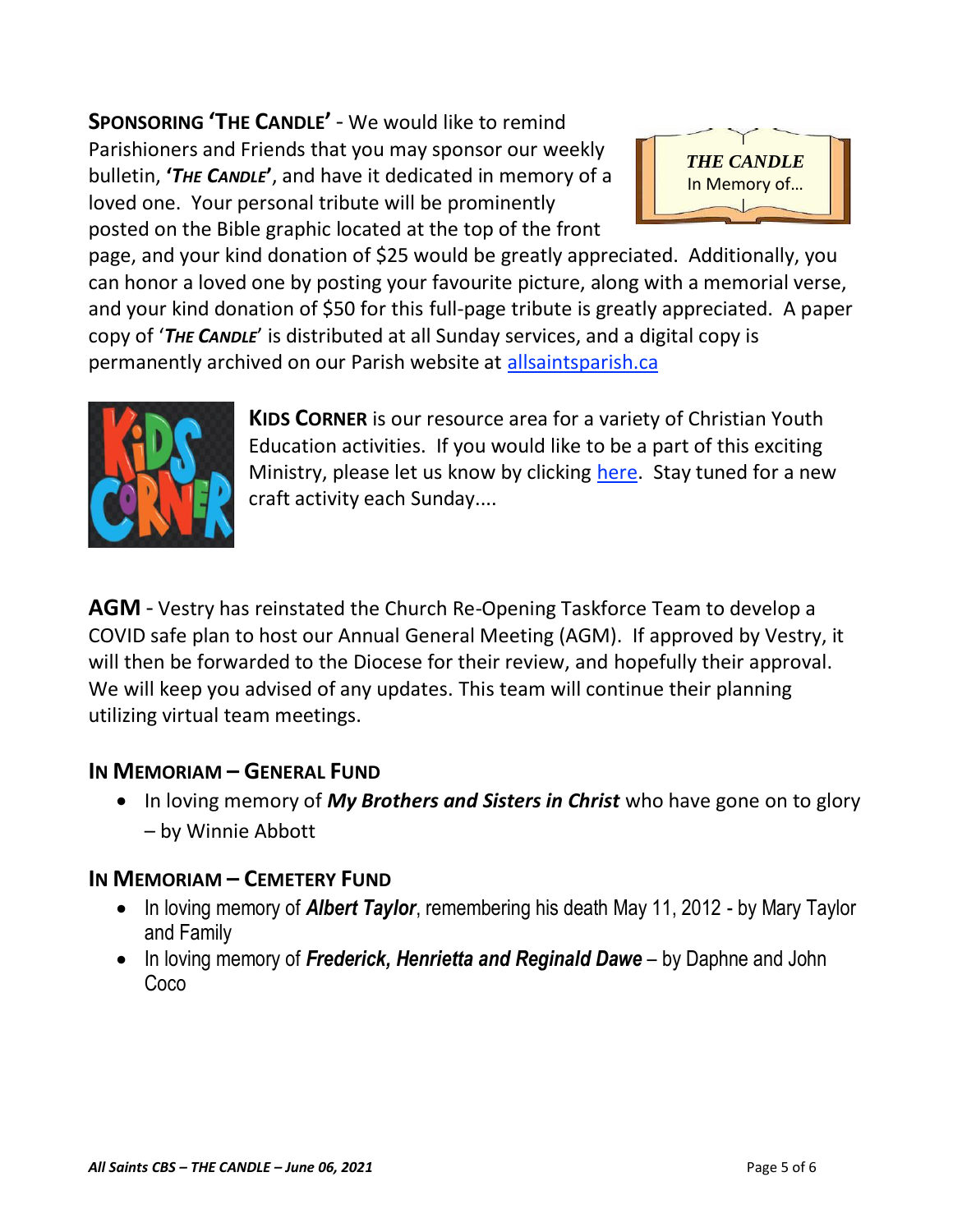**SPONSORING 'THE CANDLE'** - We would like to remind Parishioners and Friends that you may sponsor our weekly bulletin, ***'THE CANDLE'***, and have it dedicated in memory of a loved one. Your personal tribute will be prominently posted on the Bible graphic located at the top of the front page, and your kind donation of $25 would be greatly appreciated. Additionally, you can honor a loved one by posting your favourite picture, along with a memorial verse, and your kind donation of $50 for this full-page tribute is greatly appreciated. A paper copy of '***THE CANDLE***' is distributed at all Sunday services, and a digital copy is permanently archived on our Parish website at [allsaintsparish.ca](allsaintsparish.ca)

***THE CANDLE***
In Memory of...

**KIDS CORNER** is our resource area for a variety of Christian Youth Education activities. If you would like to be a part of this exciting Ministry, please let us know by clicking here. Stay tuned for a new craft activity each Sunday....

**AGM** - Vestry has reinstated the Church Re-Opening Taskforce Team to develop a COVID safe plan to host our Annual General Meeting (AGM). If approved by Vestry, it will then be forwarded to the Diocese for their review, and hopefully their approval. We will keep you advised of any updates. This team will continue their planning utilizing virtual team meetings.

### IN MEMORIAM – GENERAL FUND

- In loving memory of ***My Brothers and Sisters in Christ*** who have gone on to glory – by Winnie Abbott

### IN MEMORIAM – CEMETERY FUND

- In loving memory of ***Albert Taylor***, remembering his death May 11, 2012 - by Mary Taylor and Family
- In loving memory of ***Frederick, Henrietta and Reginald Dawe*** – by Daphne and John Coco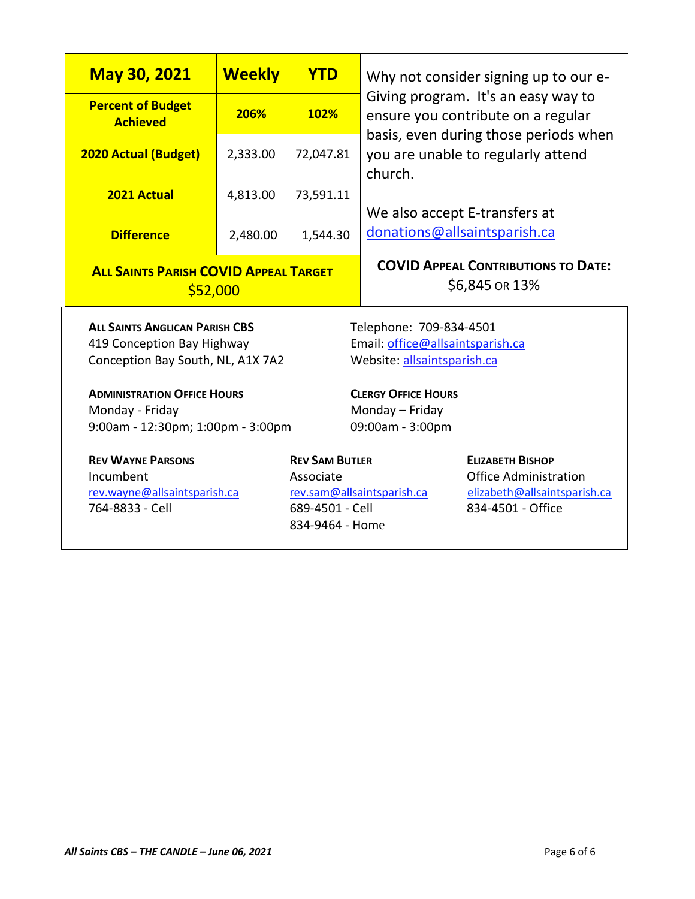| May 30, 2021 | Weekly | YTD |
|---|---|---|
| **Percent of Budget Achieved** | **206%** | **102%** |
| **2020 Actual (Budget)** | 2,333.00 | 72,047.81 |
| **2021 Actual** | 4,813.00 | 73,591.11 |
| **Difference** | 2,480.00 | 1,544.30 |

Why not consider signing up to our e-Giving program. It's an easy way to ensure you contribute on a regular basis, even during those periods when you are unable to regularly attend church.

We also accept E-transfers at donations@allsaintsparish.ca

**ALL SAINTS PARISH COVID APPEAL TARGET**
$52,000

**COVID APPEAL CONTRIBUTIONS TO DATE:**
$6,845 OR 13%

**ALL SAINTS ANGLICAN PARISH CBS**
419 Conception Bay Highway
Conception Bay South, NL, A1X 7A2

Telephone: 709-834-4501
Email: office@allsaintsparish.ca
Website: allsaintsparish.ca

**ADMINISTRATION OFFICE HOURS**
Monday - Friday
9:00am - 12:30pm; 1:00pm - 3:00pm

**CLERGY OFFICE HOURS**
Monday – Friday
09:00am - 3:00pm

**REV WAYNE PARSONS**
Incumbent
rev.wayne@allsaintsparish.ca
764-8833 - Cell

**REV SAM BUTLER**
Associate
rev.sam@allsaintsparish.ca
689-4501 - Cell
834-9464 - Home

**ELIZABETH BISHOP**
Office Administration
elizabeth@allsaintsparish.ca
834-4501 - Office